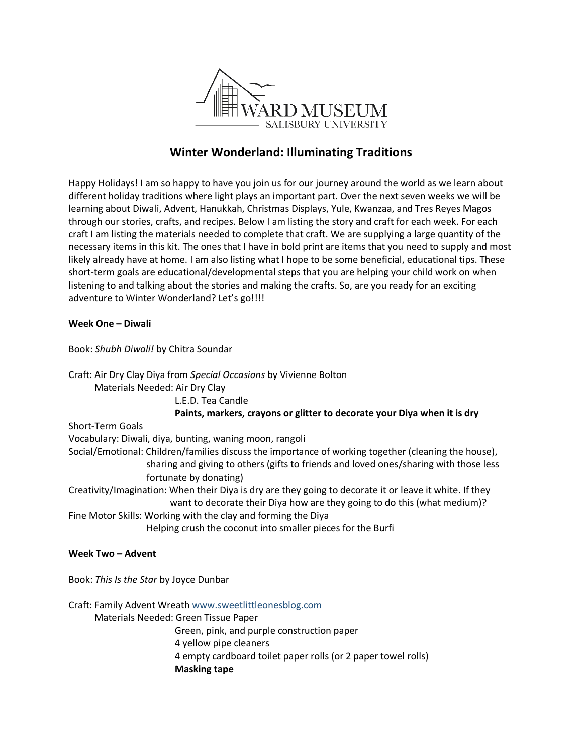WARD MUSEUM
SALISBURY UNIVERSITY

# Winter Wonderland: Illuminating Traditions

Happy Holidays! I am so happy to have you join us for our journey around the world as we learn about different holiday traditions where light plays an important part. Over the next seven weeks we will be learning about Diwali, Advent, Hanukkah, Christmas Displays, Yule, Kwanzaa, and Tres Reyes Magos through our stories, crafts, and recipes. Below I am listing the story and craft for each week. For each craft I am listing the materials needed to complete that craft. We are supplying a large quantity of the necessary items in this kit. The ones that I have in bold print are items that you need to supply and most likely already have at home. I am also listing what I hope to be some beneficial, educational tips. These short-term goals are educational/developmental steps that you are helping your child work on when listening to and talking about the stories and making the crafts. So, are you ready for an exciting adventure to Winter Wonderland? Let's go!!!!

**Week One – Diwali**

Book: *Shubh Diwali!* by Chitra Soundar

Craft: Air Dry Clay Diya from *Special Occasions* by Vivienne Bolton
Materials Needed: Air Dry Clay
L.E.D. Tea Candle
**Paints, markers, crayons or glitter to decorate your Diya when it is dry**

<u>Short-Term Goals</u>
Vocabulary: Diwali, diya, bunting, waning moon, rangoli
Social/Emotional: Children/families discuss the importance of working together (cleaning the house), sharing and giving to others (gifts to friends and loved ones/sharing with those less fortunate by donating)
Creativity/Imagination: When their Diya is dry are they going to decorate it or leave it white. If they want to decorate their Diya how are they going to do this (what medium)?
Fine Motor Skills: Working with the clay and forming the Diya
Helping crush the coconut into smaller pieces for the Burfi

**Week Two – Advent**

Book: *This Is the Star* by Joyce Dunbar

Craft: Family Advent Wreath www.sweetlittleonesblog.com
Materials Needed: Green Tissue Paper
Green, pink, and purple construction paper
4 yellow pipe cleaners
4 empty cardboard toilet paper rolls (or 2 paper towel rolls)
**Masking tape**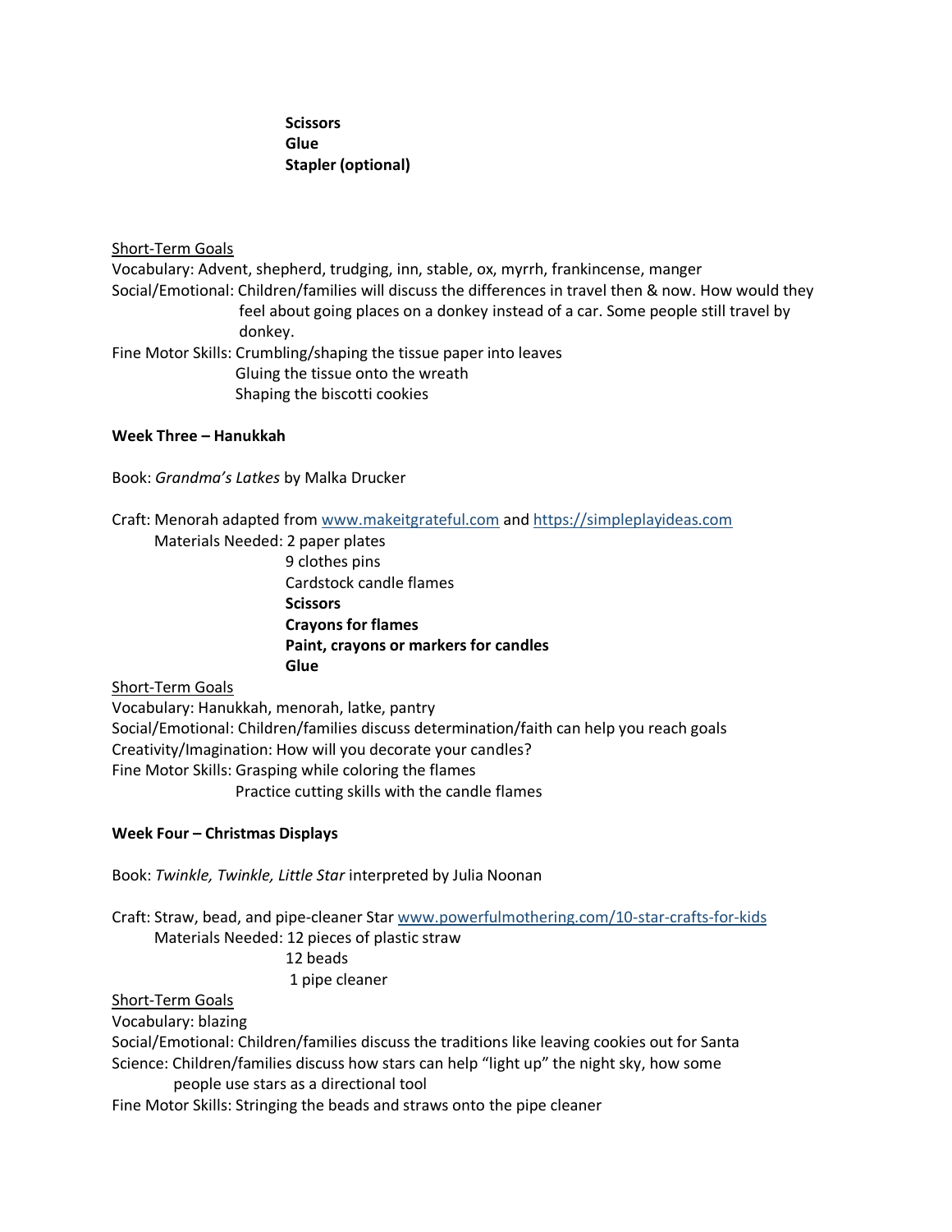**Scissors**
**Glue**
**Stapler (optional)**

<u>Short-Term Goals</u>

Vocabulary: Advent, shepherd, trudging, inn, stable, ox, myrrh, frankincense, manger

Social/Emotional: Children/families will discuss the differences in travel then & now. How would they feel about going places on a donkey instead of a car. Some people still travel by donkey.

Fine Motor Skills: Crumbling/shaping the tissue paper into leaves
Gluing the tissue onto the wreath
Shaping the biscotti cookies

**Week Three – Hanukkah**

Book: *Grandma's Latkes* by Malka Drucker

Craft: Menorah adapted from www.makeitgrateful.com and https://simpleplayideas.com

Materials Needed: 2 paper plates
9 clothes pins
Cardstock candle flames
**Scissors**
**Crayons for flames**
**Paint, crayons or markers for candles**
**Glue**

<u>Short-Term Goals</u>

Vocabulary: Hanukkah, menorah, latke, pantry

Social/Emotional: Children/families discuss determination/faith can help you reach goals

Creativity/Imagination: How will you decorate your candles?

Fine Motor Skills: Grasping while coloring the flames
Practice cutting skills with the candle flames

**Week Four – Christmas Displays**

Book: *Twinkle, Twinkle, Little Star* interpreted by Julia Noonan

Craft: Straw, bead, and pipe-cleaner Star www.powerfulmothering.com/10-star-crafts-for-kids

Materials Needed: 12 pieces of plastic straw
12 beads
1 pipe cleaner

<u>Short-Term Goals</u>

Vocabulary: blazing

Social/Emotional: Children/families discuss the traditions like leaving cookies out for Santa

Science: Children/families discuss how stars can help "light up" the night sky, how some people use stars as a directional tool

Fine Motor Skills: Stringing the beads and straws onto the pipe cleaner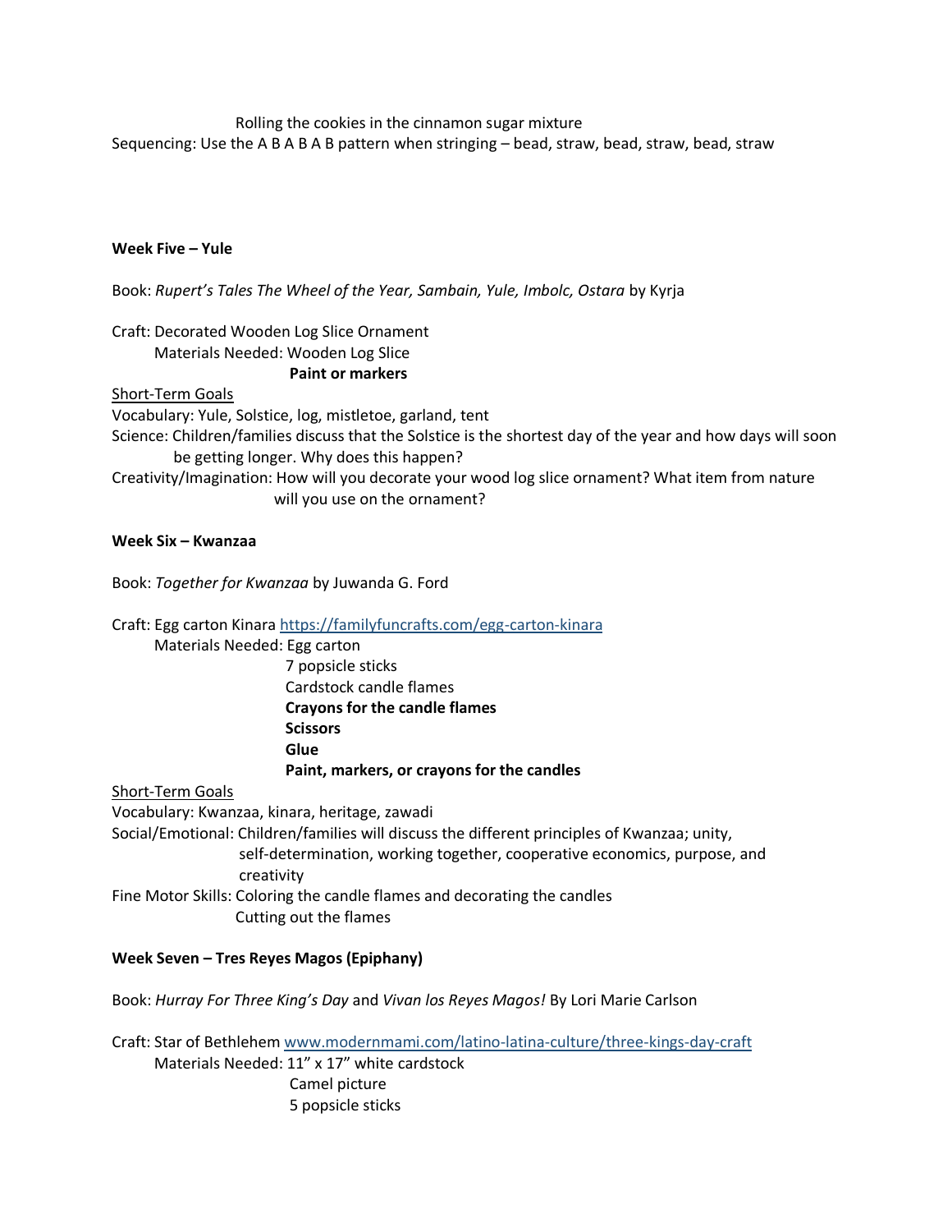Rolling the cookies in the cinnamon sugar mixture

Sequencing: Use the A B A B A B pattern when stringing – bead, straw, bead, straw, bead, straw

**Week Five – Yule**

Book: *Rupert's Tales The Wheel of the Year, Sambain, Yule, Imbolc, Ostara* by Kyrja

Craft: Decorated Wooden Log Slice Ornament

Materials Needed: Wooden Log Slice
**Paint or markers**

Short-Term Goals

Vocabulary: Yule, Solstice, log, mistletoe, garland, tent

Science: Children/families discuss that the Solstice is the shortest day of the year and how days will soon be getting longer. Why does this happen?

Creativity/Imagination: How will you decorate your wood log slice ornament? What item from nature will you use on the ornament?

**Week Six – Kwanzaa**

Book: *Together for Kwanzaa* by Juwanda G. Ford

Craft: Egg carton Kinara https://familyfuncrafts.com/egg-carton-kinara

Materials Needed: Egg carton
7 popsicle sticks
Cardstock candle flames
**Crayons for the candle flames**
**Scissors**
**Glue**
**Paint, markers, or crayons for the candles**

Short-Term Goals

Vocabulary: Kwanzaa, kinara, heritage, zawadi

Social/Emotional: Children/families will discuss the different principles of Kwanzaa; unity, self-determination, working together, cooperative economics, purpose, and creativity

Fine Motor Skills: Coloring the candle flames and decorating the candles
Cutting out the flames

**Week Seven – Tres Reyes Magos (Epiphany)**

Book: *Hurray For Three King's Day* and *Vivan los Reyes Magos!* By Lori Marie Carlson

Craft: Star of Bethlehem www.modernmami.com/latino-latina-culture/three-kings-day-craft

Materials Needed: 11" x 17" white cardstock
Camel picture
5 popsicle sticks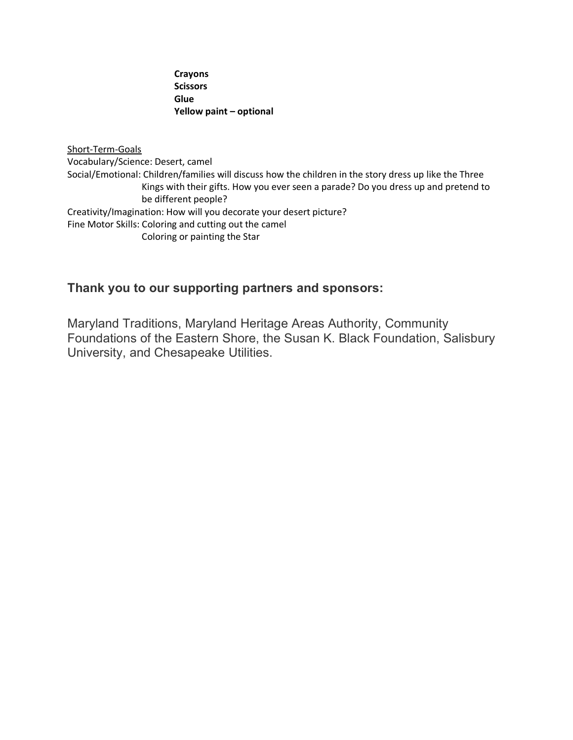**Crayons**
**Scissors**
**Glue**
**Yellow paint – optional**

<u>Short-Term-Goals</u>

Vocabulary/Science: Desert, camel

Social/Emotional: Children/families will discuss how the children in the story dress up like the Three Kings with their gifts. How you ever seen a parade? Do you dress up and pretend to be different people?

Creativity/Imagination: How will you decorate your desert picture?

Fine Motor Skills: Coloring and cutting out the camel
Coloring or painting the Star

## Thank you to our supporting partners and sponsors:

Maryland Traditions, Maryland Heritage Areas Authority, Community Foundations of the Eastern Shore, the Susan K. Black Foundation, Salisbury University, and Chesapeake Utilities.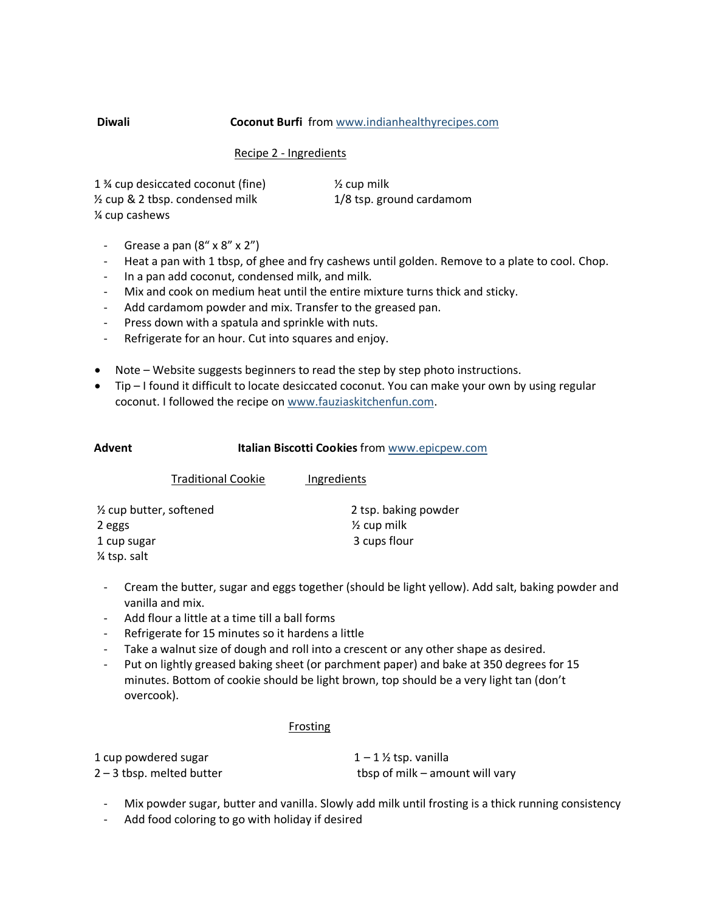**Diwali** **Coconut Burfi** from www.indianhealthyrecipes.com

Recipe 2 - Ingredients

1 ¾ cup desiccated coconut (fine)
½ cup & 2 tbsp. condensed milk
¼ cup cashews
½ cup milk
1/8 tsp. ground cardamom

- Grease a pan (8" x 8" x 2")
- Heat a pan with 1 tbsp, of ghee and fry cashews until golden. Remove to a plate to cool. Chop.
- In a pan add coconut, condensed milk, and milk.
- Mix and cook on medium heat until the entire mixture turns thick and sticky.
- Add cardamom powder and mix. Transfer to the greased pan.
- Press down with a spatula and sprinkle with nuts.
- Refrigerate for an hour. Cut into squares and enjoy.

* Note – Website suggests beginners to read the step by step photo instructions.
* Tip – I found it difficult to locate desiccated coconut. You can make your own by using regular coconut. I followed the recipe on www.fauziaskitchenfun.com.

**Advent** **Italian Biscotti Cookies** from www.epicpew.com

Traditional Cookie Ingredients

½ cup butter, softened
2 eggs
1 cup sugar
¼ tsp. salt
2 tsp. baking powder
½ cup milk
3 cups flour

- Cream the butter, sugar and eggs together (should be light yellow). Add salt, baking powder and vanilla and mix.
- Add flour a little at a time till a ball forms
- Refrigerate for 15 minutes so it hardens a little
- Take a walnut size of dough and roll into a crescent or any other shape as desired.
- Put on lightly greased baking sheet (or parchment paper) and bake at 350 degrees for 15 minutes. Bottom of cookie should be light brown, top should be a very light tan (don't overcook).

Frosting

1 cup powdered sugar
2 – 3 tbsp. melted butter
1 – 1 ½ tsp. vanilla
tbsp of milk – amount will vary

- Mix powder sugar, butter and vanilla. Slowly add milk until frosting is a thick running consistency
- Add food coloring to go with holiday if desired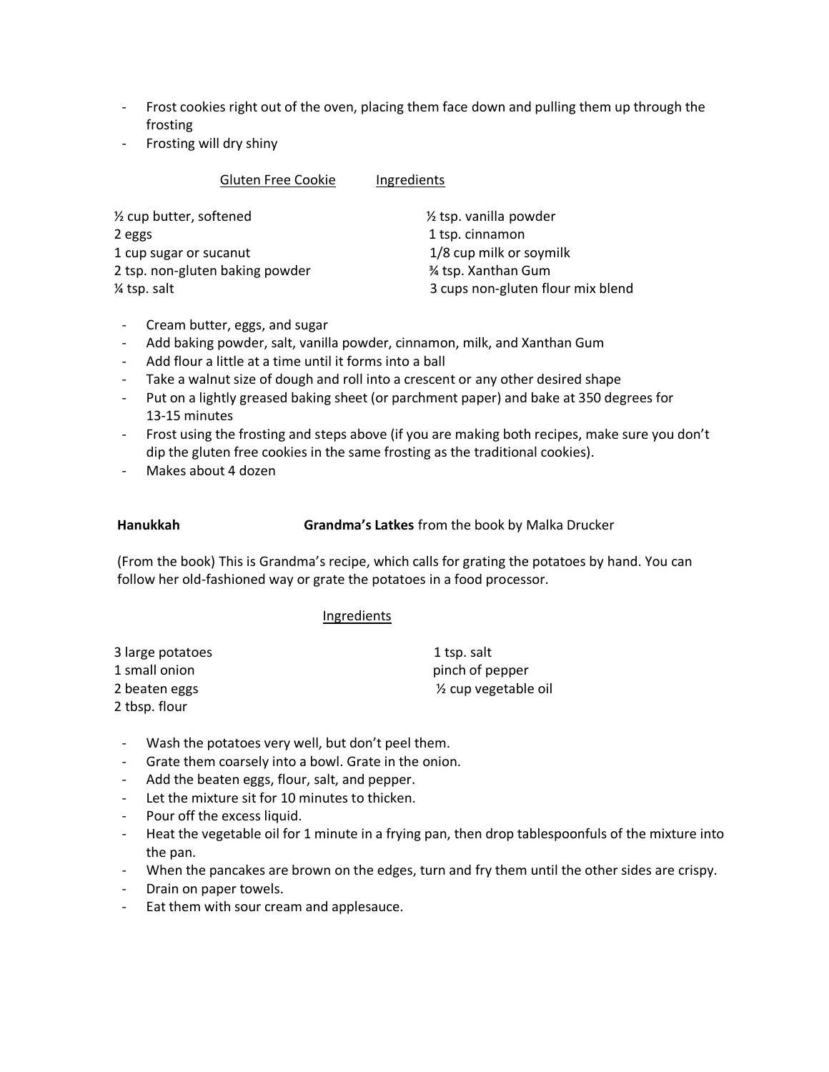- Frost cookies right out of the oven, placing them face down and pulling them up through the frosting
- Frosting will dry shiny

Gluten Free Cookie Ingredients

½ cup butter, softened
2 eggs
1 cup sugar or sucanut
2 tsp. non-gluten baking powder
¼ tsp. salt
½ tsp. vanilla powder
1 tsp. cinnamon
1/8 cup milk or soymilk
¾ tsp. Xanthan Gum
3 cups non-gluten flour mix blend

- Cream butter, eggs, and sugar
- Add baking powder, salt, vanilla powder, cinnamon, milk, and Xanthan Gum
- Add flour a little at a time until it forms into a ball
- Take a walnut size of dough and roll into a crescent or any other desired shape
- Put on a lightly greased baking sheet (or parchment paper) and bake at 350 degrees for 13-15 minutes
- Frost using the frosting and steps above (if you are making both recipes, make sure you don't dip the gluten free cookies in the same frosting as the traditional cookies).
- Makes about 4 dozen

**Hanukkah** **Grandma's Latkes** from the book by Malka Drucker

(From the book) This is Grandma's recipe, which calls for grating the potatoes by hand. You can follow her old-fashioned way or grate the potatoes in a food processor.

Ingredients

3 large potatoes
1 small onion
2 beaten eggs
2 tbsp. flour
1 tsp. salt
pinch of pepper
½ cup vegetable oil

- Wash the potatoes very well, but don't peel them.
- Grate them coarsely into a bowl. Grate in the onion.
- Add the beaten eggs, flour, salt, and pepper.
- Let the mixture sit for 10 minutes to thicken.
- Pour off the excess liquid.
- Heat the vegetable oil for 1 minute in a frying pan, then drop tablespoonfuls of the mixture into the pan.
- When the pancakes are brown on the edges, turn and fry them until the other sides are crispy.
- Drain on paper towels.
- Eat them with sour cream and applesauce.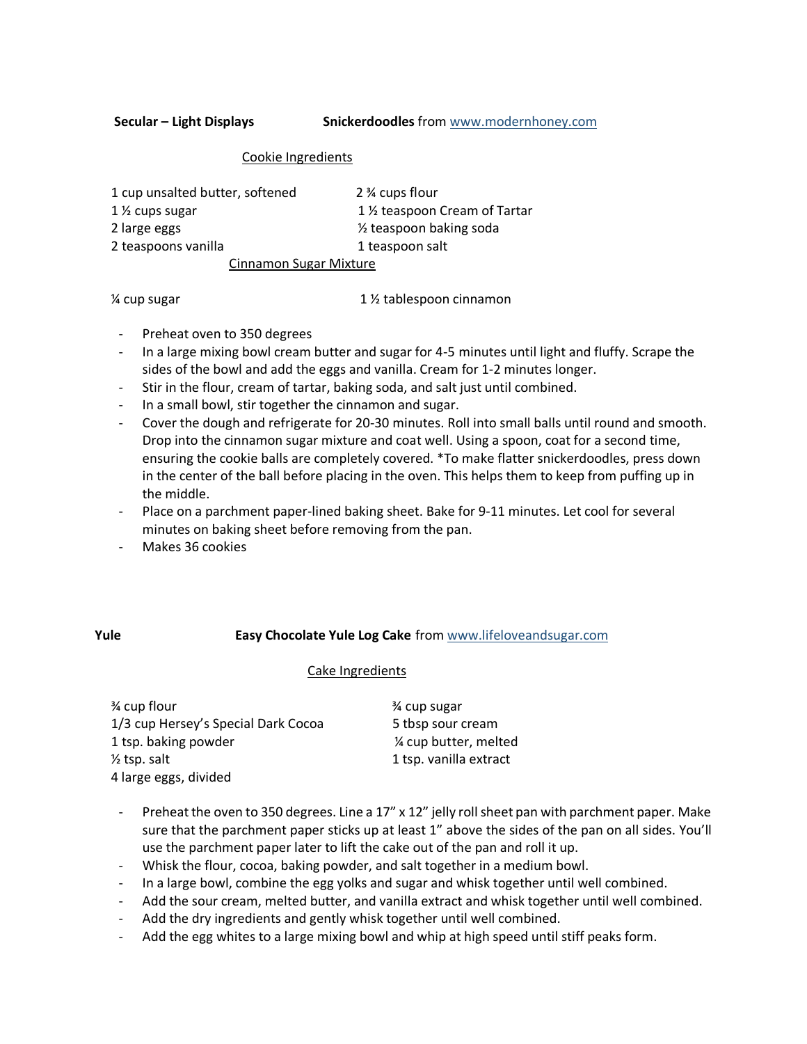**Secular – Light Displays** **Snickerdoodles** from www.modernhoney.com

Cookie Ingredients

| | |
|---|---|
| 1 cup unsalted butter, softened | 2 ¾ cups flour |
| 1 ½ cups sugar | 1 ½ teaspoon Cream of Tartar |
| 2 large eggs | ½ teaspoon baking soda |
| 2 teaspoons vanilla | 1 teaspoon salt |

Cinnamon Sugar Mixture

| | |
|---|---|
| ¼ cup sugar | 1 ½ tablespoon cinnamon |

- Preheat oven to 350 degrees
- In a large mixing bowl cream butter and sugar for 4-5 minutes until light and fluffy. Scrape the sides of the bowl and add the eggs and vanilla. Cream for 1-2 minutes longer.
- Stir in the flour, cream of tartar, baking soda, and salt just until combined.
- In a small bowl, stir together the cinnamon and sugar.
- Cover the dough and refrigerate for 20-30 minutes. Roll into small balls until round and smooth. Drop into the cinnamon sugar mixture and coat well. Using a spoon, coat for a second time, ensuring the cookie balls are completely covered. *To make flatter snickerdoodles, press down in the center of the ball before placing in the oven. This helps them to keep from puffing up in the middle.
- Place on a parchment paper-lined baking sheet. Bake for 9-11 minutes. Let cool for several minutes on baking sheet before removing from the pan.
- Makes 36 cookies

**Yule** **Easy Chocolate Yule Log Cake** from www.lifeloveandsugar.com

Cake Ingredients

| | |
|---|---|
| ¾ cup flour | ¾ cup sugar |
| 1/3 cup Hersey's Special Dark Cocoa | 5 tbsp sour cream |
| 1 tsp. baking powder | ¼ cup butter, melted |
| ½ tsp. salt | 1 tsp. vanilla extract |
| 4 large eggs, divided | |

- Preheat the oven to 350 degrees. Line a 17" x 12" jelly roll sheet pan with parchment paper. Make sure that the parchment paper sticks up at least 1" above the sides of the pan on all sides. You'll use the parchment paper later to lift the cake out of the pan and roll it up.
- Whisk the flour, cocoa, baking powder, and salt together in a medium bowl.
- In a large bowl, combine the egg yolks and sugar and whisk together until well combined.
- Add the sour cream, melted butter, and vanilla extract and whisk together until well combined.
- Add the dry ingredients and gently whisk together until well combined.
- Add the egg whites to a large mixing bowl and whip at high speed until stiff peaks form.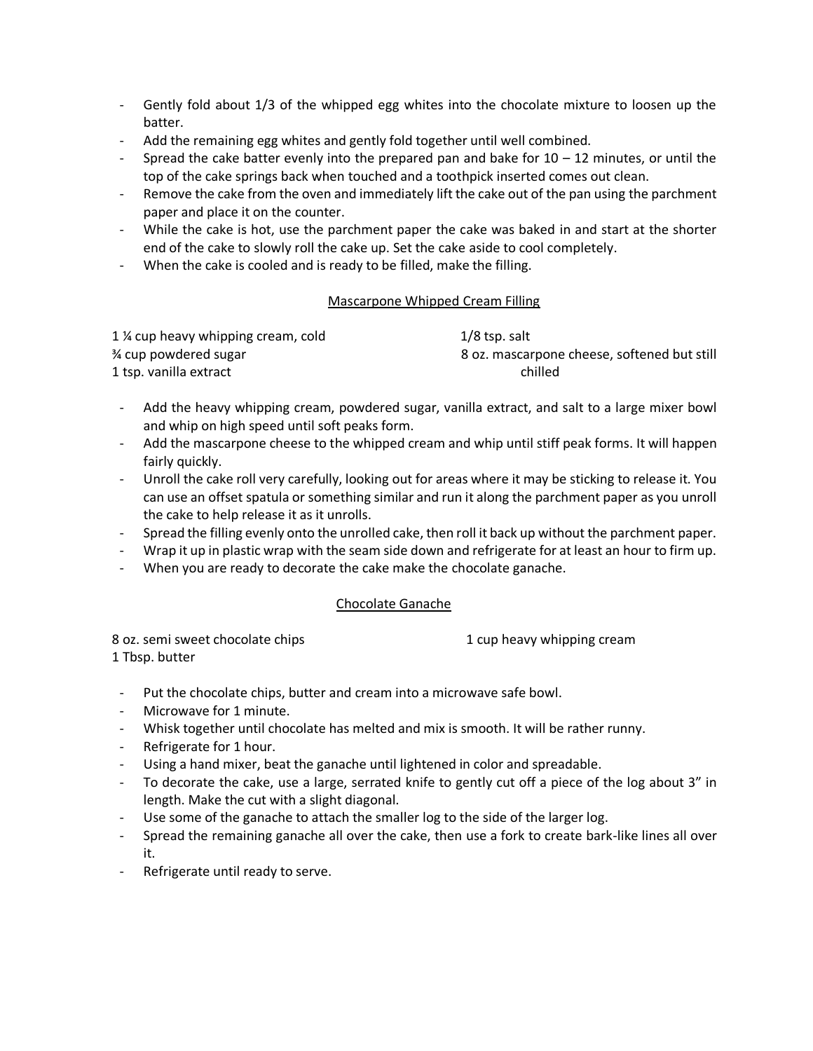- Gently fold about 1/3 of the whipped egg whites into the chocolate mixture to loosen up the batter.
- Add the remaining egg whites and gently fold together until well combined.
- Spread the cake batter evenly into the prepared pan and bake for 10 – 12 minutes, or until the top of the cake springs back when touched and a toothpick inserted comes out clean.
- Remove the cake from the oven and immediately lift the cake out of the pan using the parchment paper and place it on the counter.
- While the cake is hot, use the parchment paper the cake was baked in and start at the shorter end of the cake to slowly roll the cake up. Set the cake aside to cool completely.
- When the cake is cooled and is ready to be filled, make the filling.

## Mascarpone Whipped Cream Filling

1 ¼ cup heavy whipping cream, cold
¾ cup powdered sugar
1 tsp. vanilla extract
1/8 tsp. salt
8 oz. mascarpone cheese, softened but still chilled

- Add the heavy whipping cream, powdered sugar, vanilla extract, and salt to a large mixer bowl and whip on high speed until soft peaks form.
- Add the mascarpone cheese to the whipped cream and whip until stiff peak forms. It will happen fairly quickly.
- Unroll the cake roll very carefully, looking out for areas where it may be sticking to release it. You can use an offset spatula or something similar and run it along the parchment paper as you unroll the cake to help release it as it unrolls.
- Spread the filling evenly onto the unrolled cake, then roll it back up without the parchment paper.
- Wrap it up in plastic wrap with the seam side down and refrigerate for at least an hour to firm up.
- When you are ready to decorate the cake make the chocolate ganache.

## Chocolate Ganache

8 oz. semi sweet chocolate chips
1 Tbsp. butter
1 cup heavy whipping cream

- Put the chocolate chips, butter and cream into a microwave safe bowl.
- Microwave for 1 minute.
- Whisk together until chocolate has melted and mix is smooth. It will be rather runny.
- Refrigerate for 1 hour.
- Using a hand mixer, beat the ganache until lightened in color and spreadable.
- To decorate the cake, use a large, serrated knife to gently cut off a piece of the log about 3" in length. Make the cut with a slight diagonal.
- Use some of the ganache to attach the smaller log to the side of the larger log.
- Spread the remaining ganache all over the cake, then use a fork to create bark-like lines all over it.
- Refrigerate until ready to serve.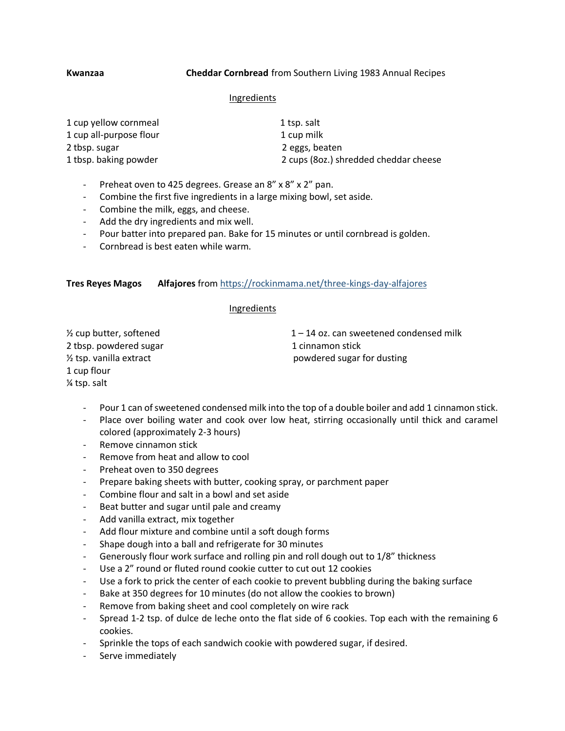**Kwanzaa** **Cheddar Cornbread** from Southern Living 1983 Annual Recipes

Ingredients

1 cup yellow cornmeal
1 cup all-purpose flour
2 tbsp. sugar
1 tbsp. baking powder
1 tsp. salt
1 cup milk
2 eggs, beaten
2 cups (8oz.) shredded cheddar cheese

- Preheat oven to 425 degrees. Grease an 8" x 8" x 2" pan.
- Combine the first five ingredients in a large mixing bowl, set aside.
- Combine the milk, eggs, and cheese.
- Add the dry ingredients and mix well.
- Pour batter into prepared pan. Bake for 15 minutes or until cornbread is golden.
- Cornbread is best eaten while warm.

**Tres Reyes Magos** **Alfajores** from https://rockinmama.net/three-kings-day-alfajores

Ingredients

½ cup butter, softened
2 tbsp. powdered sugar
½ tsp. vanilla extract
1 cup flour
¼ tsp. salt
1 – 14 oz. can sweetened condensed milk
1 cinnamon stick
powdered sugar for dusting

- Pour 1 can of sweetened condensed milk into the top of a double boiler and add 1 cinnamon stick.
- Place over boiling water and cook over low heat, stirring occasionally until thick and caramel colored (approximately 2-3 hours)
- Remove cinnamon stick
- Remove from heat and allow to cool
- Preheat oven to 350 degrees
- Prepare baking sheets with butter, cooking spray, or parchment paper
- Combine flour and salt in a bowl and set aside
- Beat butter and sugar until pale and creamy
- Add vanilla extract, mix together
- Add flour mixture and combine until a soft dough forms
- Shape dough into a ball and refrigerate for 30 minutes
- Generously flour work surface and rolling pin and roll dough out to 1/8" thickness
- Use a 2" round or fluted round cookie cutter to cut out 12 cookies
- Use a fork to prick the center of each cookie to prevent bubbling during the baking surface
- Bake at 350 degrees for 10 minutes (do not allow the cookies to brown)
- Remove from baking sheet and cool completely on wire rack
- Spread 1-2 tsp. of dulce de leche onto the flat side of 6 cookies. Top each with the remaining 6 cookies.
- Sprinkle the tops of each sandwich cookie with powdered sugar, if desired.
- Serve immediately